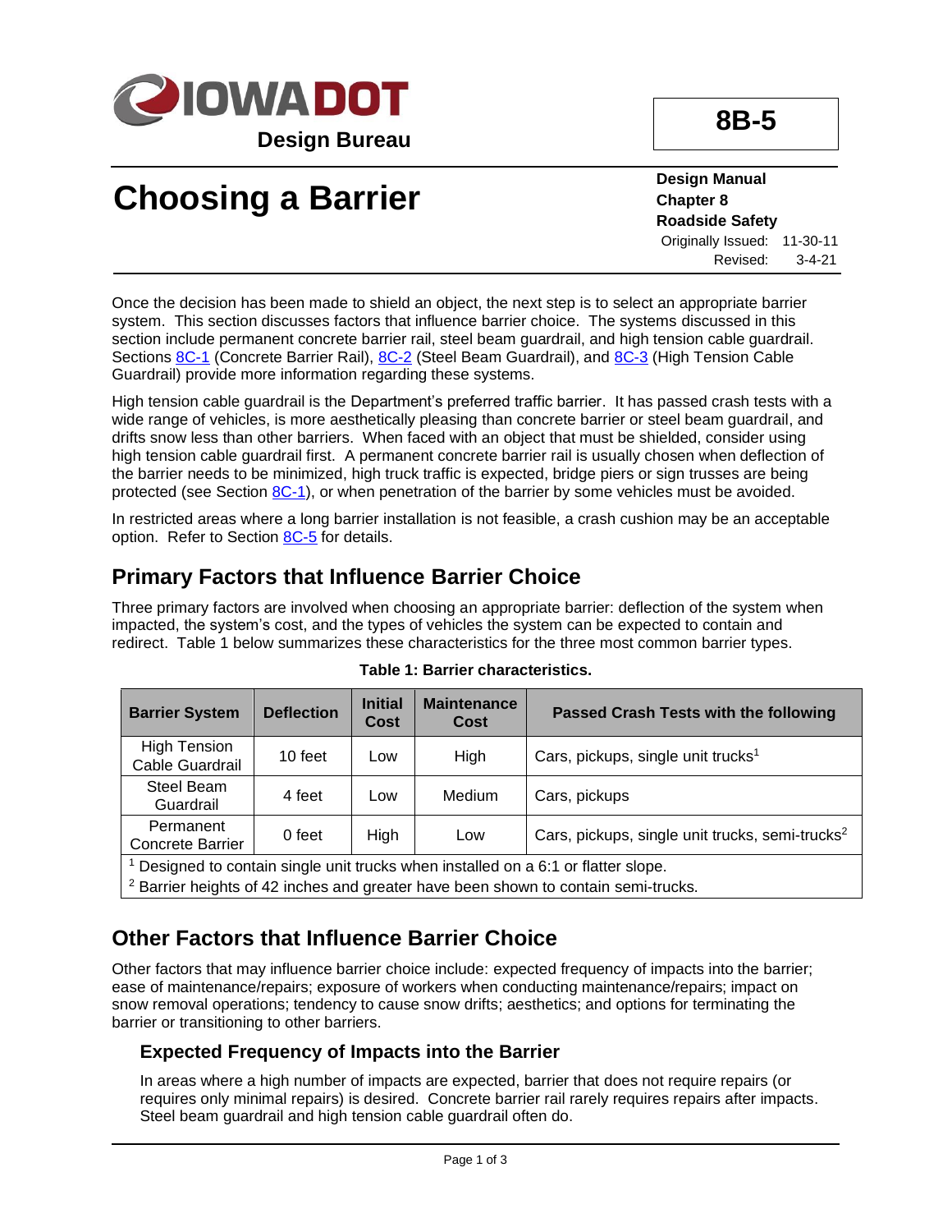IOWA DOT
Design Bureau

**8B-5**

# Choosing a Barrier

**Design Manual**
**Chapter 8**
**Roadside Safety**
Originally Issued: 11-30-11
Revised: 3-4-21

Once the decision has been made to shield an object, the next step is to select an appropriate barrier system. This section discusses factors that influence barrier choice. The systems discussed in this section include permanent concrete barrier rail, steel beam guardrail, and high tension cable guardrail. Sections 8C-1 (Concrete Barrier Rail), 8C-2 (Steel Beam Guardrail), and 8C-3 (High Tension Cable Guardrail) provide more information regarding these systems.

High tension cable guardrail is the Department's preferred traffic barrier. It has passed crash tests with a wide range of vehicles, is more aesthetically pleasing than concrete barrier or steel beam guardrail, and drifts snow less than other barriers. When faced with an object that must be shielded, consider using high tension cable guardrail first. A permanent concrete barrier rail is usually chosen when deflection of the barrier needs to be minimized, high truck traffic is expected, bridge piers or sign trusses are being protected (see Section 8C-1), or when penetration of the barrier by some vehicles must be avoided.

In restricted areas where a long barrier installation is not feasible, a crash cushion may be an acceptable option. Refer to Section 8C-5 for details.

## Primary Factors that Influence Barrier Choice

Three primary factors are involved when choosing an appropriate barrier: deflection of the system when impacted, the system's cost, and the types of vehicles the system can be expected to contain and redirect. Table 1 below summarizes these characteristics for the three most common barrier types.

**Table 1: Barrier characteristics.**

| Barrier System | Deflection | Initial Cost | Maintenance Cost | Passed Crash Tests with the following |
|---|---|---|---|---|
| High Tension Cable Guardrail | 10 feet | Low | High | Cars, pickups, single unit trucks[1] |
| Steel Beam Guardrail | 4 feet | Low | Medium | Cars, pickups |
| Permanent Concrete Barrier | 0 feet | High | Low | Cars, pickups, single unit trucks, semi-trucks[2] |

[1] Designed to contain single unit trucks when installed on a 6:1 or flatter slope.
[2] Barrier heights of 42 inches and greater have been shown to contain semi-trucks.

## Other Factors that Influence Barrier Choice

Other factors that may influence barrier choice include: expected frequency of impacts into the barrier; ease of maintenance/repairs; exposure of workers when conducting maintenance/repairs; impact on snow removal operations; tendency to cause snow drifts; aesthetics; and options for terminating the barrier or transitioning to other barriers.

### Expected Frequency of Impacts into the Barrier

In areas where a high number of impacts are expected, barrier that does not require repairs (or requires only minimal repairs) is desired. Concrete barrier rail rarely requires repairs after impacts. Steel beam guardrail and high tension cable guardrail often do.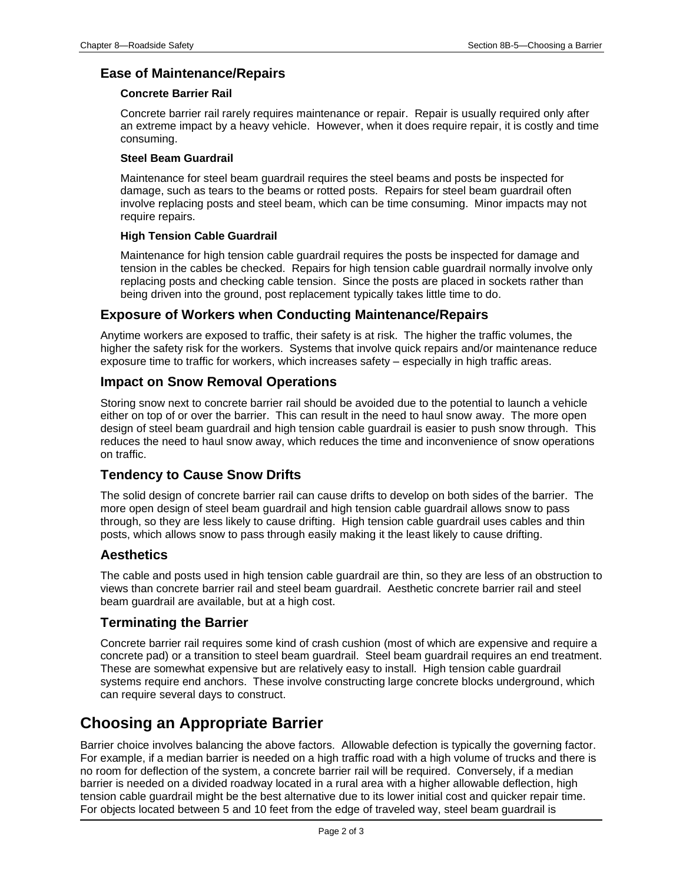## Ease of Maintenance/Repairs

#### Concrete Barrier Rail

Concrete barrier rail rarely requires maintenance or repair. Repair is usually required only after an extreme impact by a heavy vehicle. However, when it does require repair, it is costly and time consuming.

#### Steel Beam Guardrail

Maintenance for steel beam guardrail requires the steel beams and posts be inspected for damage, such as tears to the beams or rotted posts. Repairs for steel beam guardrail often involve replacing posts and steel beam, which can be time consuming. Minor impacts may not require repairs.

#### High Tension Cable Guardrail

Maintenance for high tension cable guardrail requires the posts be inspected for damage and tension in the cables be checked. Repairs for high tension cable guardrail normally involve only replacing posts and checking cable tension. Since the posts are placed in sockets rather than being driven into the ground, post replacement typically takes little time to do.

## Exposure of Workers when Conducting Maintenance/Repairs

Anytime workers are exposed to traffic, their safety is at risk. The higher the traffic volumes, the higher the safety risk for the workers. Systems that involve quick repairs and/or maintenance reduce exposure time to traffic for workers, which increases safety – especially in high traffic areas.

## Impact on Snow Removal Operations

Storing snow next to concrete barrier rail should be avoided due to the potential to launch a vehicle either on top of or over the barrier. This can result in the need to haul snow away. The more open design of steel beam guardrail and high tension cable guardrail is easier to push snow through. This reduces the need to haul snow away, which reduces the time and inconvenience of snow operations on traffic.

## Tendency to Cause Snow Drifts

The solid design of concrete barrier rail can cause drifts to develop on both sides of the barrier. The more open design of steel beam guardrail and high tension cable guardrail allows snow to pass through, so they are less likely to cause drifting. High tension cable guardrail uses cables and thin posts, which allows snow to pass through easily making it the least likely to cause drifting.

## Aesthetics

The cable and posts used in high tension cable guardrail are thin, so they are less of an obstruction to views than concrete barrier rail and steel beam guardrail. Aesthetic concrete barrier rail and steel beam guardrail are available, but at a high cost.

## Terminating the Barrier

Concrete barrier rail requires some kind of crash cushion (most of which are expensive and require a concrete pad) or a transition to steel beam guardrail. Steel beam guardrail requires an end treatment. These are somewhat expensive but are relatively easy to install. High tension cable guardrail systems require end anchors. These involve constructing large concrete blocks underground, which can require several days to construct.

# Choosing an Appropriate Barrier

Barrier choice involves balancing the above factors. Allowable defection is typically the governing factor. For example, if a median barrier is needed on a high traffic road with a high volume of trucks and there is no room for deflection of the system, a concrete barrier rail will be required. Conversely, if a median barrier is needed on a divided roadway located in a rural area with a higher allowable deflection, high tension cable guardrail might be the best alternative due to its lower initial cost and quicker repair time. For objects located between 5 and 10 feet from the edge of traveled way, steel beam guardrail is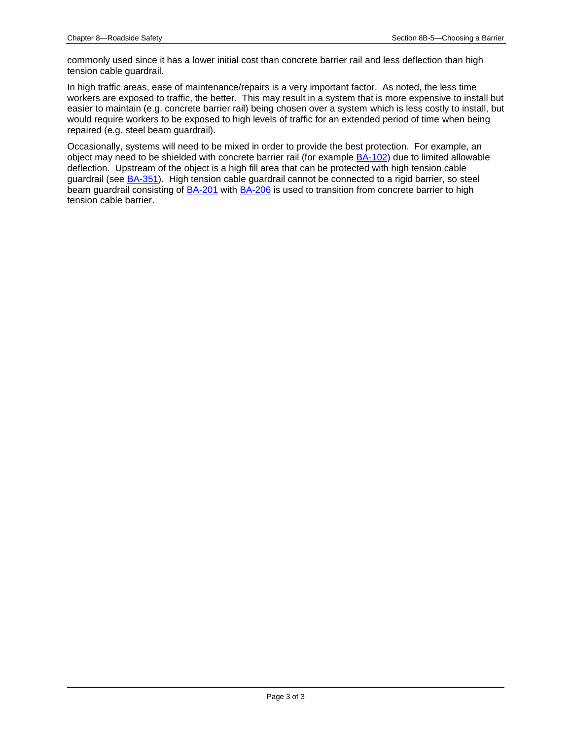commonly used since it has a lower initial cost than concrete barrier rail and less deflection than high tension cable guardrail.

In high traffic areas, ease of maintenance/repairs is a very important factor. As noted, the less time workers are exposed to traffic, the better. This may result in a system that is more expensive to install but easier to maintain (e.g. concrete barrier rail) being chosen over a system which is less costly to install, but would require workers to be exposed to high levels of traffic for an extended period of time when being repaired (e.g. steel beam guardrail).

Occasionally, systems will need to be mixed in order to provide the best protection. For example, an object may need to be shielded with concrete barrier rail (for example BA-102) due to limited allowable deflection. Upstream of the object is a high fill area that can be protected with high tension cable guardrail (see BA-351). High tension cable guardrail cannot be connected to a rigid barrier, so steel beam guardrail consisting of BA-201 with BA-206 is used to transition from concrete barrier to high tension cable barrier.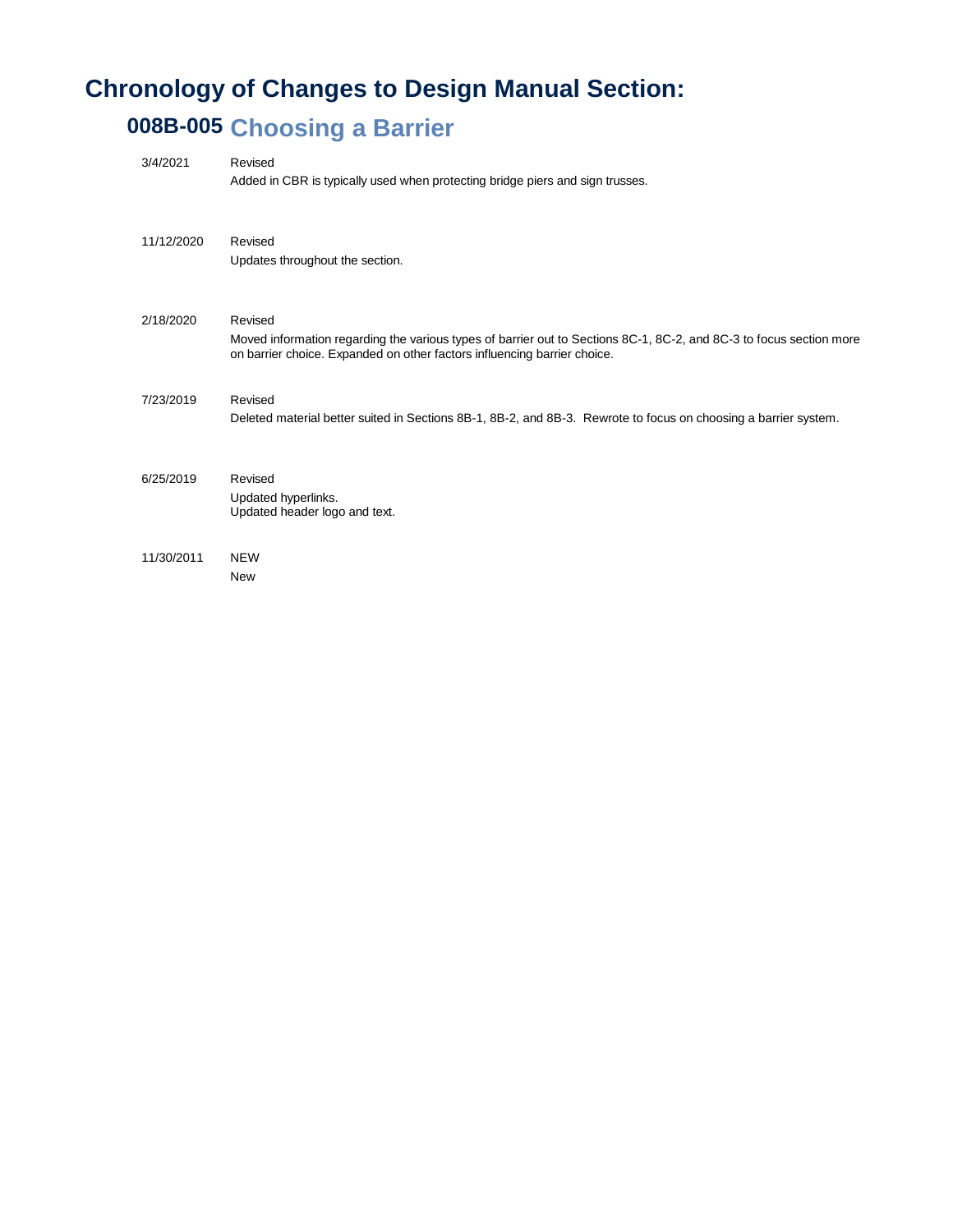# Chronology of Changes to Design Manual Section:

## 008B-005 Choosing a Barrier

| | |
|---|---|
| 3/4/2021 | Revised<br>Added in CBR is typically used when protecting bridge piers and sign trusses. |
| 11/12/2020 | Revised<br>Updates throughout the section. |
| 2/18/2020 | Revised<br>Moved information regarding the various types of barrier out to Sections 8C-1, 8C-2, and 8C-3 to focus section more on barrier choice. Expanded on other factors influencing barrier choice. |
| 7/23/2019 | Revised<br>Deleted material better suited in Sections 8B-1, 8B-2, and 8B-3. Rewrote to focus on choosing a barrier system. |
| 6/25/2019 | Revised<br>Updated hyperlinks.<br>Updated header logo and text. |
| 11/30/2011 | NEW<br>New |